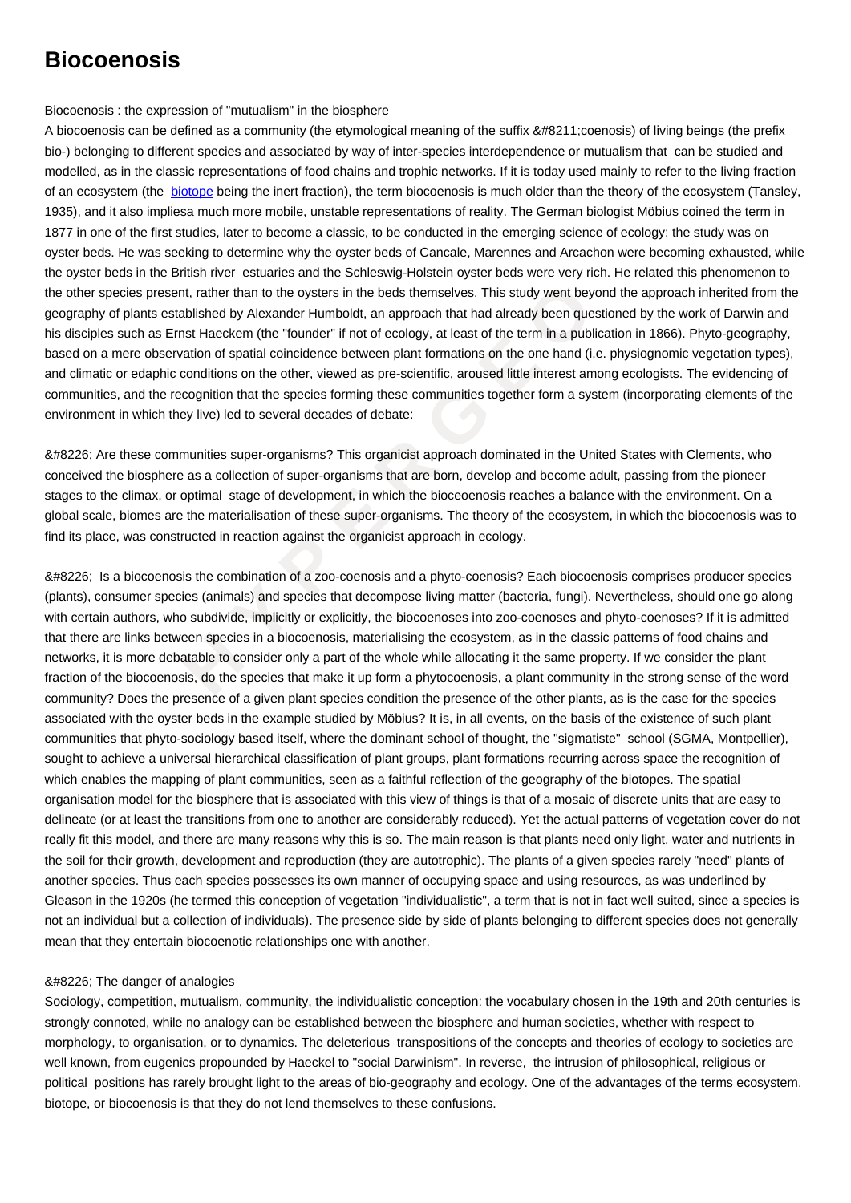# Biocoenosis

Biocoenosis : the expression of "mutualism" in the biosphere

A biocoenosis can be defined as a community (the etymological meaning of the suffix &#8211;coenosis) of living beings (the prefix bio-) belonging to different species and associated by way of inter-species interdependence or mutualism that can be studied and modelled, as in the classic representations of food chains and trophic networks. If it is today used mainly to refer to the living fraction of an ecosystem (the biotope being the inert fraction), the term biocoenosis is much older than the theory of the ecosystem (Tansley, 1935), and it also impliesa much more mobile, unstable representations of reality. The German biologist Möbius coined the term in 1877 in one of the first studies, later to become a classic, to be conducted in the emerging science of ecology: the study was on oyster beds. He was seeking to determine why the oyster beds of Cancale, Marennes and Arcachon were becoming exhausted, while the oyster beds in the British river estuaries and the Schleswig-Holstein oyster beds were very rich. He related this phenomenon to the other species present, rather than to the oysters in the beds themselves. This study went beyond the approach inherited from the geography of plants established by Alexander Humboldt, an approach that had already been questioned by the work of Darwin and his disciples such as Ernst Haeckem (the "founder" if not of ecology, at least of the term in a publication in 1866). Phyto-geography, based on a mere observation of spatial coincidence between plant formations on the one hand (i.e. physiognomic vegetation types), and climatic or edaphic conditions on the other, viewed as pre-scientific, aroused little interest among ecologists. The evidencing of communities, and the recognition that the species forming these communities together form a system (incorporating elements of the environment in which they live) led to several decades of debate:

&#8226; Are these communities super-organisms? This organicist approach dominated in the United States with Clements, who conceived the biosphere as a collection of super-organisms that are born, develop and become adult, passing from the pioneer stages to the climax, or optimal stage of development, in which the bioceoenosis reaches a balance with the environment. On a global scale, biomes are the materialisation of these super-organisms. The theory of the ecosystem, in which the biocoenosis was to find its place, was constructed in reaction against the organicist approach in ecology.

&#8226; Is a biocoenosis the combination of a zoo-coenosis and a phyto-coenosis? Each biocoenosis comprises producer species (plants), consumer species (animals) and species that decompose living matter (bacteria, fungi). Nevertheless, should one go along with certain authors, who subdivide, implicitly or explicitly, the biocoenoses into zoo-coenoses and phyto-coenoses? If it is admitted that there are links between species in a biocoenosis, materialising the ecosystem, as in the classic patterns of food chains and networks, it is more debatable to consider only a part of the whole while allocating it the same property. If we consider the plant fraction of the biocoenosis, do the species that make it up form a phytocoenosis, a plant community in the strong sense of the word community? Does the presence of a given plant species condition the presence of the other plants, as is the case for the species associated with the oyster beds in the example studied by Möbius? It is, in all events, on the basis of the existence of such plant communities that phyto-sociology based itself, where the dominant school of thought, the "sigmatiste" school (SGMA, Montpellier), sought to achieve a universal hierarchical classification of plant groups, plant formations recurring across space the recognition of which enables the mapping of plant communities, seen as a faithful reflection of the geography of the biotopes. The spatial organisation model for the biosphere that is associated with this view of things is that of a mosaic of discrete units that are easy to delineate (or at least the transitions from one to another are considerably reduced). Yet the actual patterns of vegetation cover do not really fit this model, and there are many reasons why this is so. The main reason is that plants need only light, water and nutrients in the soil for their growth, development and reproduction (they are autotrophic). The plants of a given species rarely "need" plants of another species. Thus each species possesses its own manner of occupying space and using resources, as was underlined by Gleason in the 1920s (he termed this conception of vegetation "individualistic", a term that is not in fact well suited, since a species is not an individual but a collection of individuals). The presence side by side of plants belonging to different species does not generally mean that they entertain biocoenotic relationships one with another.

&#8226; The danger of analogies

Sociology, competition, mutualism, community, the individualistic conception: the vocabulary chosen in the 19th and 20th centuries is strongly connoted, while no analogy can be established between the biosphere and human societies, whether with respect to morphology, to organisation, or to dynamics. The deleterious transpositions of the concepts and theories of ecology to societies are well known, from eugenics propounded by Haeckel to "social Darwinism". In reverse, the intrusion of philosophical, religious or political positions has rarely brought light to the areas of bio-geography and ecology. One of the advantages of the terms ecosystem, biotope, or biocoenosis is that they do not lend themselves to these confusions.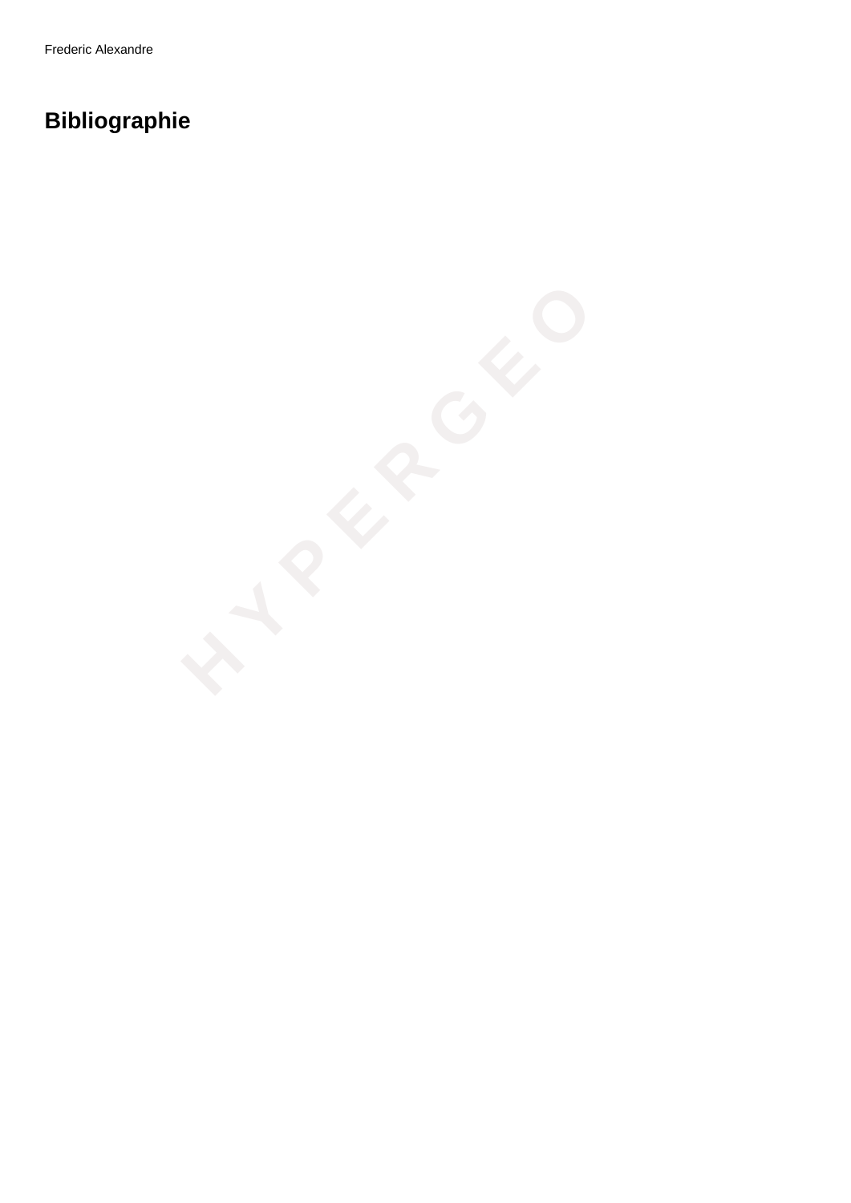## Bibliographie